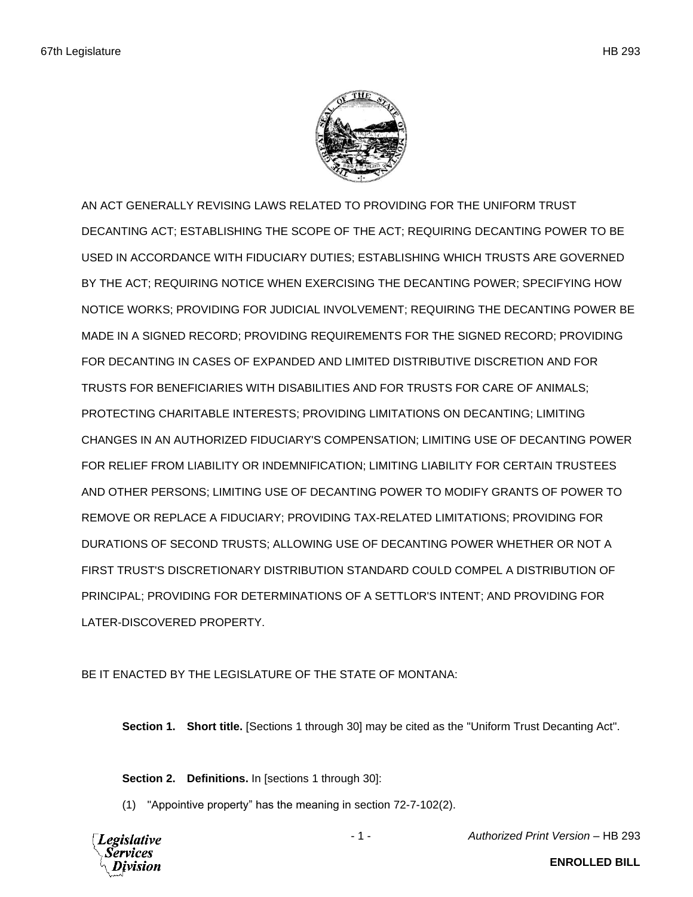AN ACT GENERALLY REVISING LAWS RELATED TO PROVIDING FOR THE UNIFORM TRUST DECANTING ACT; ESTABLISHING THE SCOPE OF THE ACT; REQUIRING DECANTING POWER TO BE USED IN ACCORDANCE WITH FIDUCIARY DUTIES; ESTABLISHING WHICH TRUSTS ARE GOVERNED BY THE ACT; REQUIRING NOTICE WHEN EXERCISING THE DECANTING POWER; SPECIFYING HOW NOTICE WORKS; PROVIDING FOR JUDICIAL INVOLVEMENT; REQUIRING THE DECANTING POWER BE MADE IN A SIGNED RECORD; PROVIDING REQUIREMENTS FOR THE SIGNED RECORD; PROVIDING FOR DECANTING IN CASES OF EXPANDED AND LIMITED DISTRIBUTIVE DISCRETION AND FOR TRUSTS FOR BENEFICIARIES WITH DISABILITIES AND FOR TRUSTS FOR CARE OF ANIMALS; PROTECTING CHARITABLE INTERESTS; PROVIDING LIMITATIONS ON DECANTING; LIMITING CHANGES IN AN AUTHORIZED FIDUCIARY'S COMPENSATION; LIMITING USE OF DECANTING POWER FOR RELIEF FROM LIABILITY OR INDEMNIFICATION; LIMITING LIABILITY FOR CERTAIN TRUSTEES AND OTHER PERSONS; LIMITING USE OF DECANTING POWER TO MODIFY GRANTS OF POWER TO REMOVE OR REPLACE A FIDUCIARY; PROVIDING TAX-RELATED LIMITATIONS; PROVIDING FOR DURATIONS OF SECOND TRUSTS; ALLOWING USE OF DECANTING POWER WHETHER OR NOT A FIRST TRUST'S DISCRETIONARY DISTRIBUTION STANDARD COULD COMPEL A DISTRIBUTION OF PRINCIPAL; PROVIDING FOR DETERMINATIONS OF A SETTLOR'S INTENT; AND PROVIDING FOR LATER-DISCOVERED PROPERTY.

BE IT ENACTED BY THE LEGISLATURE OF THE STATE OF MONTANA:

**Section 1. Short title.** [Sections 1 through 30] may be cited as the "Uniform Trust Decanting Act".

**Section 2. Definitions.** In [sections 1 through 30]:

(1) "Appointive property" has the meaning in section 72-7-102(2).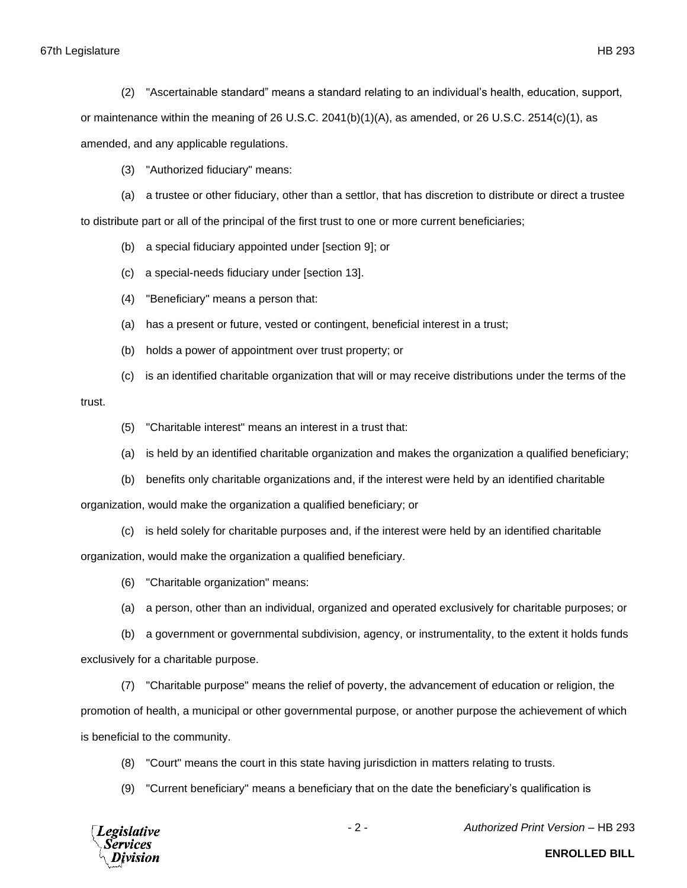(2) "Ascertainable standard" means a standard relating to an individual's health, education, support, or maintenance within the meaning of 26 U.S.C. 2041(b)(1)(A), as amended, or 26 U.S.C. 2514(c)(1), as amended, and any applicable regulations.

(3) "Authorized fiduciary" means:

(a) a trustee or other fiduciary, other than a settlor, that has discretion to distribute or direct a trustee to distribute part or all of the principal of the first trust to one or more current beneficiaries;

(b) a special fiduciary appointed under [section 9]; or

(c) a special-needs fiduciary under [section 13].

(4) "Beneficiary" means a person that:

(a) has a present or future, vested or contingent, beneficial interest in a trust;

(b) holds a power of appointment over trust property; or

(c) is an identified charitable organization that will or may receive distributions under the terms of the trust.

(5) "Charitable interest" means an interest in a trust that:

(a) is held by an identified charitable organization and makes the organization a qualified beneficiary;

(b) benefits only charitable organizations and, if the interest were held by an identified charitable organization, would make the organization a qualified beneficiary; or

(c) is held solely for charitable purposes and, if the interest were held by an identified charitable organization, would make the organization a qualified beneficiary.

(6) "Charitable organization" means:

(a) a person, other than an individual, organized and operated exclusively for charitable purposes; or

(b) a government or governmental subdivision, agency, or instrumentality, to the extent it holds funds exclusively for a charitable purpose.

(7) "Charitable purpose" means the relief of poverty, the advancement of education or religion, the promotion of health, a municipal or other governmental purpose, or another purpose the achievement of which is beneficial to the community.

(8) "Court" means the court in this state having jurisdiction in matters relating to trusts.

(9) "Current beneficiary" means a beneficiary that on the date the beneficiary's qualification is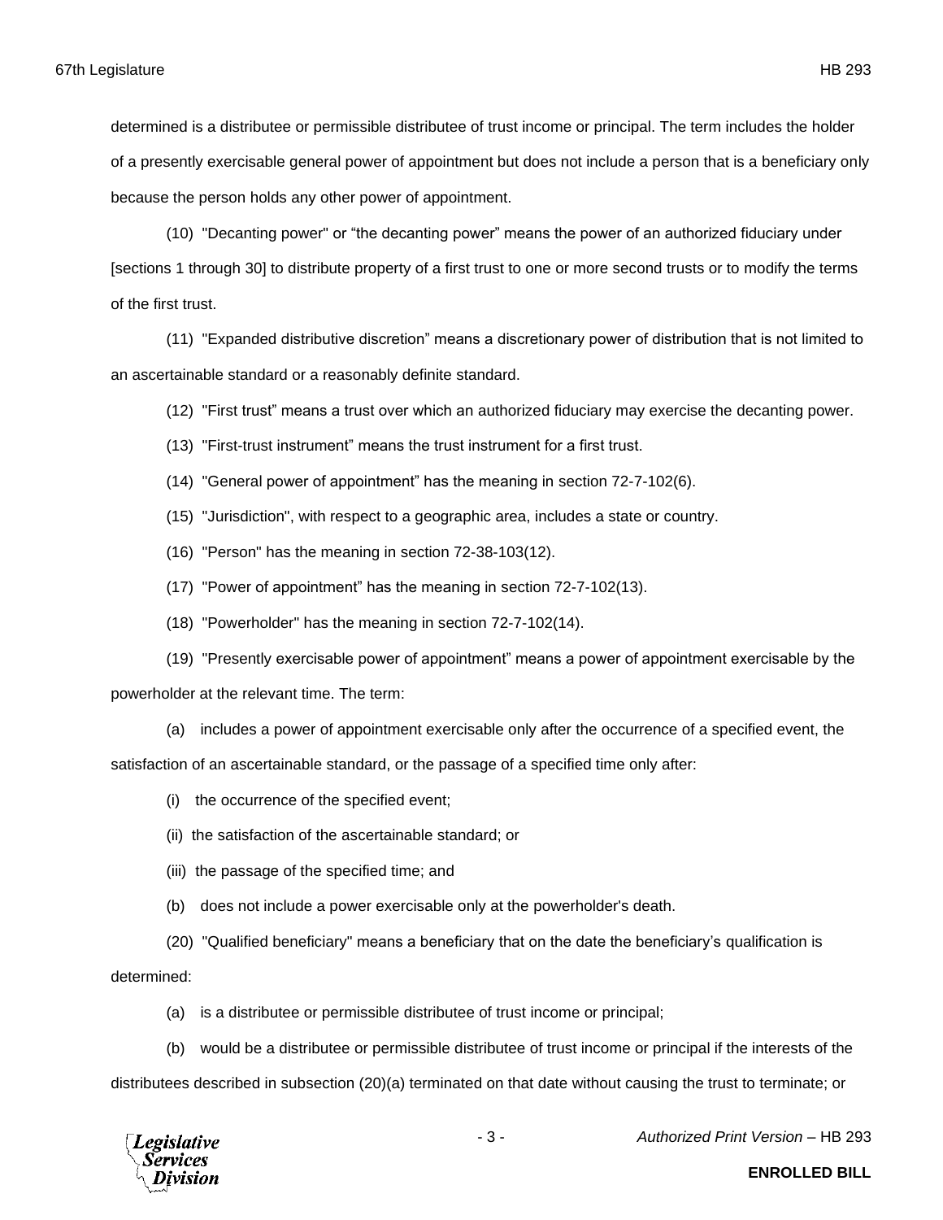determined is a distributee or permissible distributee of trust income or principal. The term includes the holder of a presently exercisable general power of appointment but does not include a person that is a beneficiary only because the person holds any other power of appointment.

(10) "Decanting power" or "the decanting power" means the power of an authorized fiduciary under [sections 1 through 30] to distribute property of a first trust to one or more second trusts or to modify the terms of the first trust.

(11) "Expanded distributive discretion" means a discretionary power of distribution that is not limited to an ascertainable standard or a reasonably definite standard.

(12) "First trust" means a trust over which an authorized fiduciary may exercise the decanting power.

(13) "First-trust instrument" means the trust instrument for a first trust.

(14) "General power of appointment" has the meaning in section 72-7-102(6).

(15) "Jurisdiction", with respect to a geographic area, includes a state or country.

(16) "Person" has the meaning in section 72-38-103(12).

(17) "Power of appointment" has the meaning in section 72-7-102(13).

(18) "Powerholder" has the meaning in section 72-7-102(14).

(19) "Presently exercisable power of appointment" means a power of appointment exercisable by the powerholder at the relevant time. The term:

(a) includes a power of appointment exercisable only after the occurrence of a specified event, the satisfaction of an ascertainable standard, or the passage of a specified time only after:

(i) the occurrence of the specified event;

(ii) the satisfaction of the ascertainable standard; or

(iii) the passage of the specified time; and

(b) does not include a power exercisable only at the powerholder's death.

(20) "Qualified beneficiary" means a beneficiary that on the date the beneficiary's qualification is determined:

(a) is a distributee or permissible distributee of trust income or principal;

(b) would be a distributee or permissible distributee of trust income or principal if the interests of the distributees described in subsection (20)(a) terminated on that date without causing the trust to terminate; or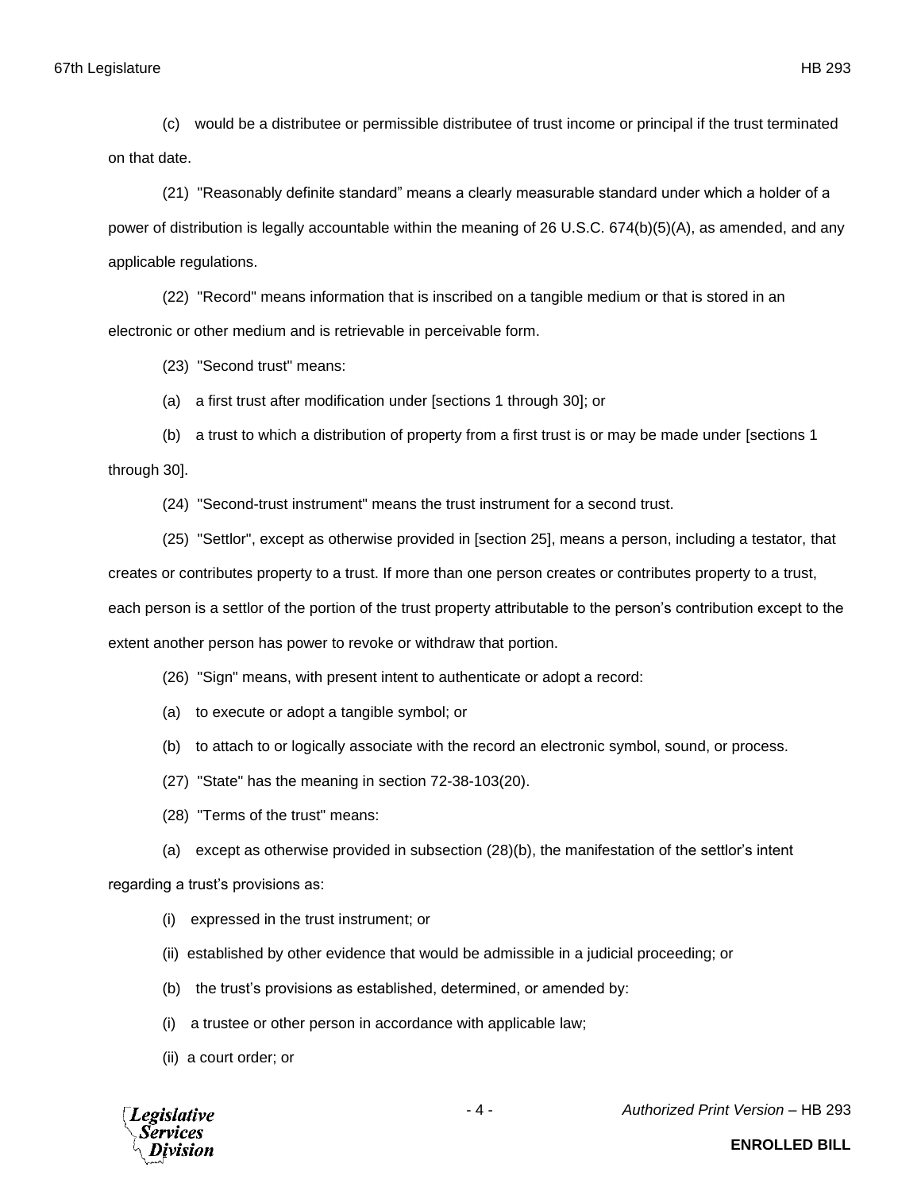(c) would be a distributee or permissible distributee of trust income or principal if the trust terminated on that date.

(21) "Reasonably definite standard" means a clearly measurable standard under which a holder of a power of distribution is legally accountable within the meaning of 26 U.S.C. 674(b)(5)(A), as amended, and any applicable regulations.

(22) "Record" means information that is inscribed on a tangible medium or that is stored in an electronic or other medium and is retrievable in perceivable form.

(23) "Second trust" means:

(a) a first trust after modification under [sections 1 through 30]; or

(b) a trust to which a distribution of property from a first trust is or may be made under [sections 1 through 30].

(24) "Second-trust instrument" means the trust instrument for a second trust.

(25) "Settlor", except as otherwise provided in [section 25], means a person, including a testator, that creates or contributes property to a trust. If more than one person creates or contributes property to a trust, each person is a settlor of the portion of the trust property attributable to the person's contribution except to the extent another person has power to revoke or withdraw that portion.

(26) "Sign" means, with present intent to authenticate or adopt a record:

(a) to execute or adopt a tangible symbol; or

(b) to attach to or logically associate with the record an electronic symbol, sound, or process.

(27) "State" has the meaning in section 72-38-103(20).

(28) "Terms of the trust" means:

(a) except as otherwise provided in subsection (28)(b), the manifestation of the settlor's intent regarding a trust's provisions as:

(i) expressed in the trust instrument; or

(ii) established by other evidence that would be admissible in a judicial proceeding; or

(b) the trust's provisions as established, determined, or amended by:

(i) a trustee or other person in accordance with applicable law;

(ii) a court order; or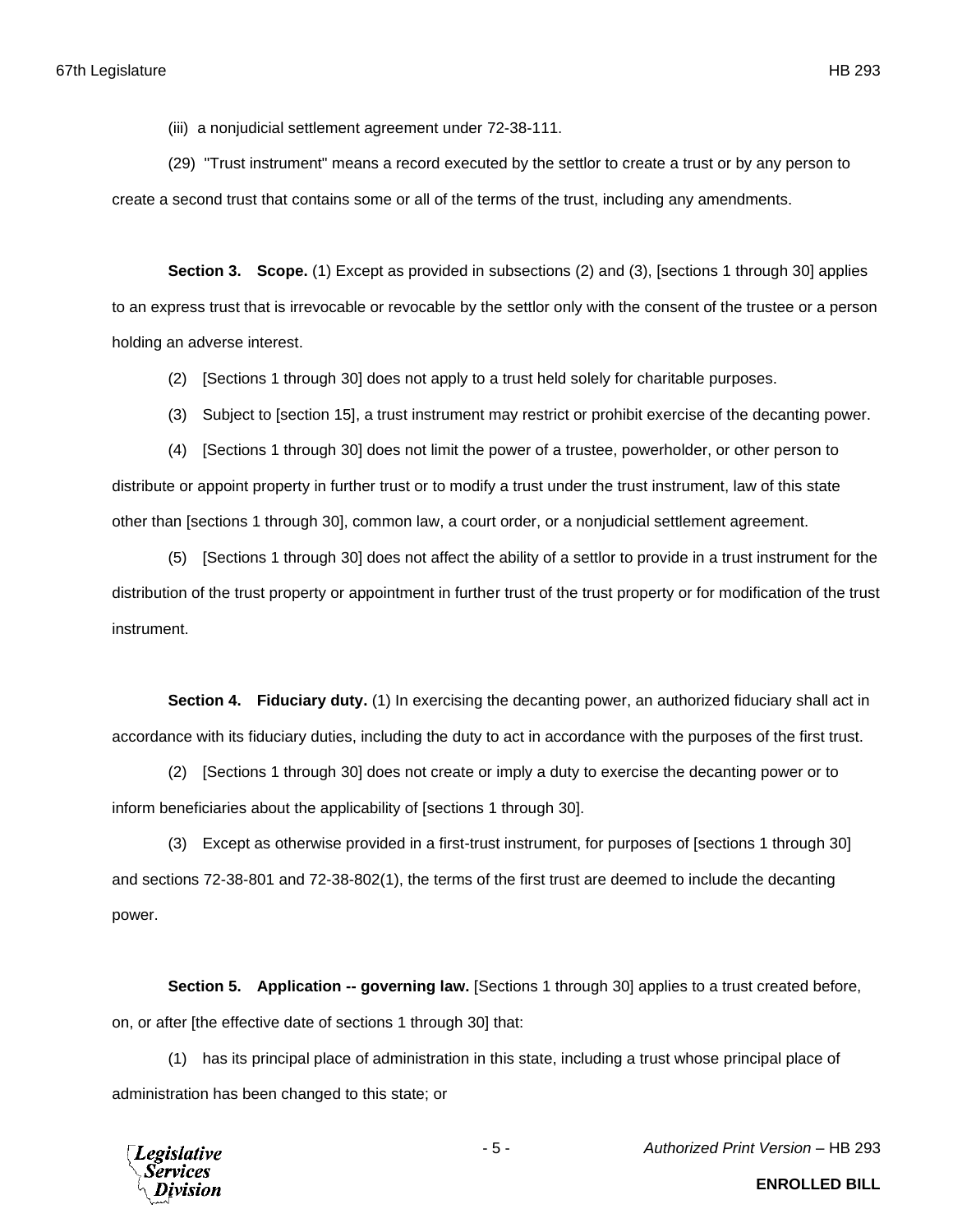(iii) a nonjudicial settlement agreement under 72-38-111.

(29) "Trust instrument" means a record executed by the settlor to create a trust or by any person to create a second trust that contains some or all of the terms of the trust, including any amendments.

**Section 3. Scope.** (1) Except as provided in subsections (2) and (3), [sections 1 through 30] applies to an express trust that is irrevocable or revocable by the settlor only with the consent of the trustee or a person holding an adverse interest.

(2) [Sections 1 through 30] does not apply to a trust held solely for charitable purposes.

(3) Subject to [section 15], a trust instrument may restrict or prohibit exercise of the decanting power.

(4) [Sections 1 through 30] does not limit the power of a trustee, powerholder, or other person to distribute or appoint property in further trust or to modify a trust under the trust instrument, law of this state other than [sections 1 through 30], common law, a court order, or a nonjudicial settlement agreement.

(5) [Sections 1 through 30] does not affect the ability of a settlor to provide in a trust instrument for the distribution of the trust property or appointment in further trust of the trust property or for modification of the trust instrument.

**Section 4. Fiduciary duty.** (1) In exercising the decanting power, an authorized fiduciary shall act in accordance with its fiduciary duties, including the duty to act in accordance with the purposes of the first trust.

(2) [Sections 1 through 30] does not create or imply a duty to exercise the decanting power or to inform beneficiaries about the applicability of [sections 1 through 30].

(3) Except as otherwise provided in a first-trust instrument, for purposes of [sections 1 through 30] and sections 72-38-801 and 72-38-802(1), the terms of the first trust are deemed to include the decanting power.

**Section 5. Application -- governing law.** [Sections 1 through 30] applies to a trust created before, on, or after [the effective date of sections 1 through 30] that:

(1) has its principal place of administration in this state, including a trust whose principal place of administration has been changed to this state; or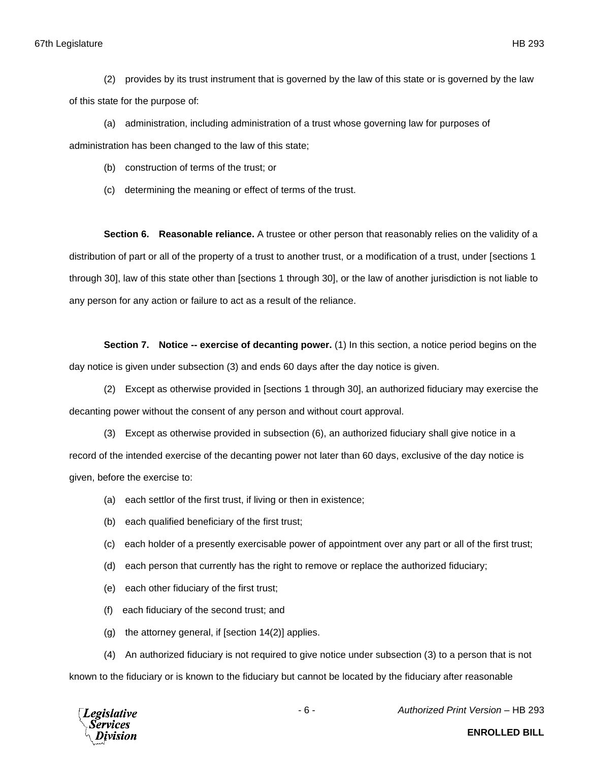(2) provides by its trust instrument that is governed by the law of this state or is governed by the law of this state for the purpose of:

(a) administration, including administration of a trust whose governing law for purposes of administration has been changed to the law of this state;

(b) construction of terms of the trust; or

(c) determining the meaning or effect of terms of the trust.

**Section 6. Reasonable reliance.** A trustee or other person that reasonably relies on the validity of a distribution of part or all of the property of a trust to another trust, or a modification of a trust, under [sections 1 through 30], law of this state other than [sections 1 through 30], or the law of another jurisdiction is not liable to any person for any action or failure to act as a result of the reliance.

**Section 7. Notice -- exercise of decanting power.** (1) In this section, a notice period begins on the day notice is given under subsection (3) and ends 60 days after the day notice is given.

(2) Except as otherwise provided in [sections 1 through 30], an authorized fiduciary may exercise the decanting power without the consent of any person and without court approval.

(3) Except as otherwise provided in subsection (6), an authorized fiduciary shall give notice in a record of the intended exercise of the decanting power not later than 60 days, exclusive of the day notice is given, before the exercise to:

(a) each settlor of the first trust, if living or then in existence;

(b) each qualified beneficiary of the first trust;

(c) each holder of a presently exercisable power of appointment over any part or all of the first trust;

(d) each person that currently has the right to remove or replace the authorized fiduciary;

(e) each other fiduciary of the first trust;

(f) each fiduciary of the second trust; and

(g) the attorney general, if [section 14(2)] applies.

(4) An authorized fiduciary is not required to give notice under subsection (3) to a person that is not known to the fiduciary or is known to the fiduciary but cannot be located by the fiduciary after reasonable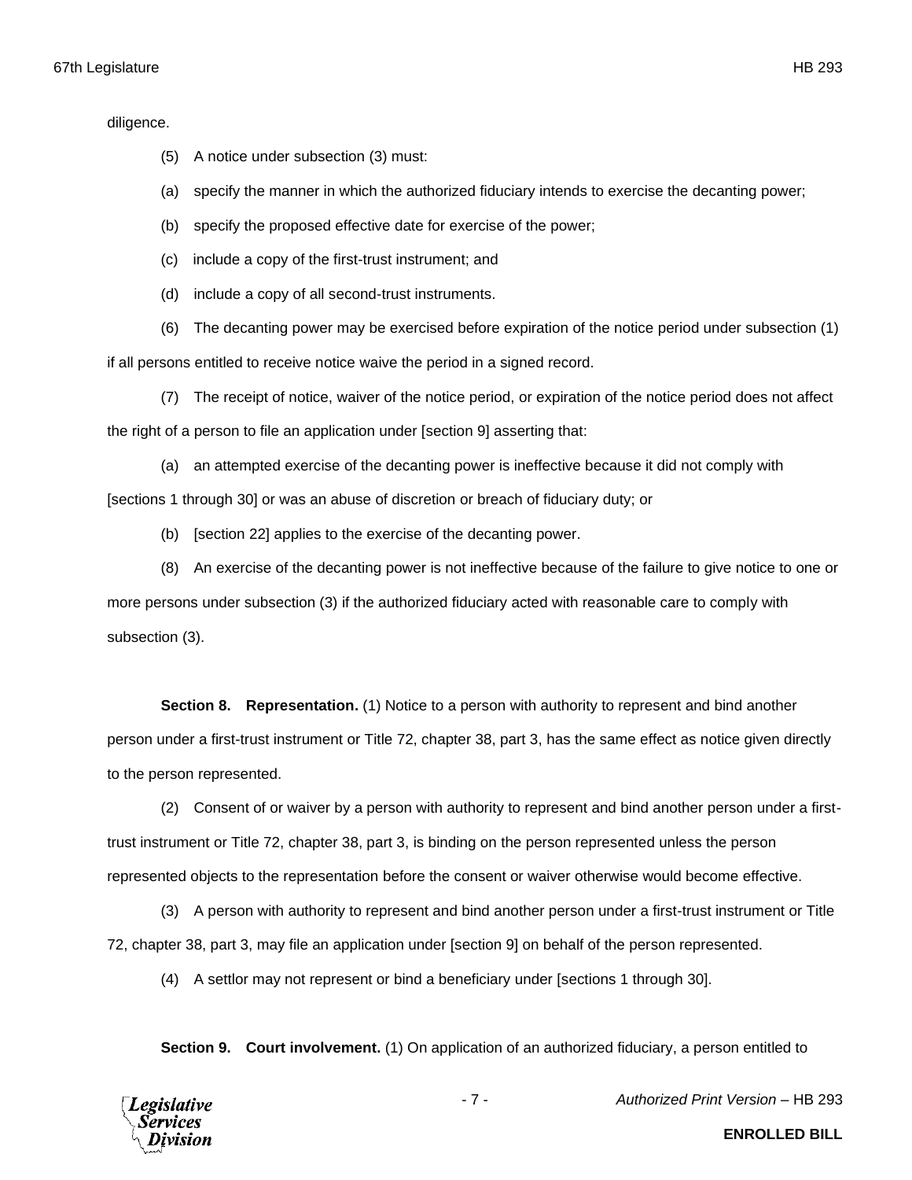diligence.

(5) A notice under subsection (3) must:

(a) specify the manner in which the authorized fiduciary intends to exercise the decanting power;

(b) specify the proposed effective date for exercise of the power;

(c) include a copy of the first-trust instrument; and

(d) include a copy of all second-trust instruments.

(6) The decanting power may be exercised before expiration of the notice period under subsection (1) if all persons entitled to receive notice waive the period in a signed record.

(7) The receipt of notice, waiver of the notice period, or expiration of the notice period does not affect the right of a person to file an application under [section 9] asserting that:

(a) an attempted exercise of the decanting power is ineffective because it did not comply with [sections 1 through 30] or was an abuse of discretion or breach of fiduciary duty; or

(b) [section 22] applies to the exercise of the decanting power.

(8) An exercise of the decanting power is not ineffective because of the failure to give notice to one or more persons under subsection (3) if the authorized fiduciary acted with reasonable care to comply with subsection (3).

**Section 8. Representation.** (1) Notice to a person with authority to represent and bind another person under a first-trust instrument or Title 72, chapter 38, part 3, has the same effect as notice given directly to the person represented.

(2) Consent of or waiver by a person with authority to represent and bind another person under a first-trust instrument or Title 72, chapter 38, part 3, is binding on the person represented unless the person represented objects to the representation before the consent or waiver otherwise would become effective.

(3) A person with authority to represent and bind another person under a first-trust instrument or Title 72, chapter 38, part 3, may file an application under [section 9] on behalf of the person represented.

(4) A settlor may not represent or bind a beneficiary under [sections 1 through 30].

**Section 9. Court involvement.** (1) On application of an authorized fiduciary, a person entitled to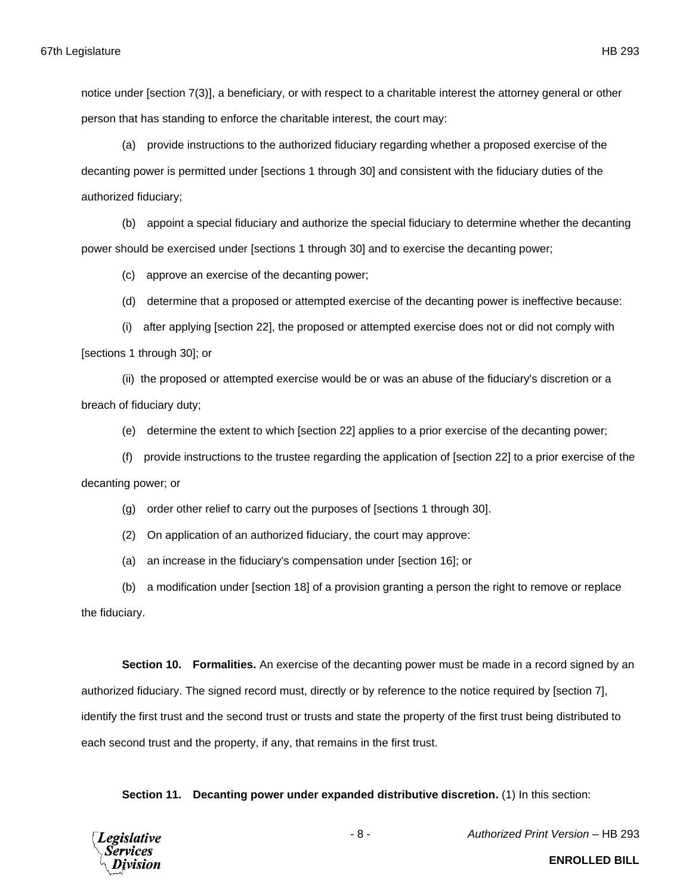notice under [section 7(3)], a beneficiary, or with respect to a charitable interest the attorney general or other person that has standing to enforce the charitable interest, the court may:

(a) provide instructions to the authorized fiduciary regarding whether a proposed exercise of the decanting power is permitted under [sections 1 through 30] and consistent with the fiduciary duties of the authorized fiduciary;

(b) appoint a special fiduciary and authorize the special fiduciary to determine whether the decanting power should be exercised under [sections 1 through 30] and to exercise the decanting power;

(c) approve an exercise of the decanting power;

(d) determine that a proposed or attempted exercise of the decanting power is ineffective because:

(i) after applying [section 22], the proposed or attempted exercise does not or did not comply with [sections 1 through 30]; or

(ii) the proposed or attempted exercise would be or was an abuse of the fiduciary's discretion or a breach of fiduciary duty;

(e) determine the extent to which [section 22] applies to a prior exercise of the decanting power;

(f) provide instructions to the trustee regarding the application of [section 22] to a prior exercise of the decanting power; or

(g) order other relief to carry out the purposes of [sections 1 through 30].

(2) On application of an authorized fiduciary, the court may approve:

(a) an increase in the fiduciary's compensation under [section 16]; or

(b) a modification under [section 18] of a provision granting a person the right to remove or replace the fiduciary.

**Section 10. Formalities.** An exercise of the decanting power must be made in a record signed by an authorized fiduciary. The signed record must, directly or by reference to the notice required by [section 7], identify the first trust and the second trust or trusts and state the property of the first trust being distributed to each second trust and the property, if any, that remains in the first trust.

**Section 11. Decanting power under expanded distributive discretion.** (1) In this section: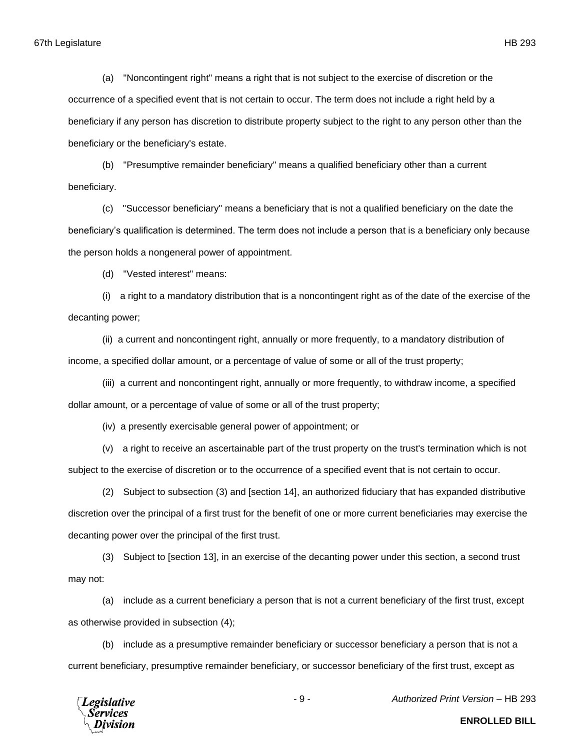(a) "Noncontingent right" means a right that is not subject to the exercise of discretion or the occurrence of a specified event that is not certain to occur. The term does not include a right held by a beneficiary if any person has discretion to distribute property subject to the right to any person other than the beneficiary or the beneficiary's estate.

(b) "Presumptive remainder beneficiary" means a qualified beneficiary other than a current beneficiary.

(c) "Successor beneficiary" means a beneficiary that is not a qualified beneficiary on the date the beneficiary's qualification is determined. The term does not include a person that is a beneficiary only because the person holds a nongeneral power of appointment.

(d) "Vested interest" means:

(i) a right to a mandatory distribution that is a noncontingent right as of the date of the exercise of the decanting power;

(ii) a current and noncontingent right, annually or more frequently, to a mandatory distribution of income, a specified dollar amount, or a percentage of value of some or all of the trust property;

(iii) a current and noncontingent right, annually or more frequently, to withdraw income, a specified dollar amount, or a percentage of value of some or all of the trust property;

(iv) a presently exercisable general power of appointment; or

(v) a right to receive an ascertainable part of the trust property on the trust's termination which is not subject to the exercise of discretion or to the occurrence of a specified event that is not certain to occur.

(2) Subject to subsection (3) and [section 14], an authorized fiduciary that has expanded distributive discretion over the principal of a first trust for the benefit of one or more current beneficiaries may exercise the decanting power over the principal of the first trust.

(3) Subject to [section 13], in an exercise of the decanting power under this section, a second trust may not:

(a) include as a current beneficiary a person that is not a current beneficiary of the first trust, except as otherwise provided in subsection (4);

(b) include as a presumptive remainder beneficiary or successor beneficiary a person that is not a current beneficiary, presumptive remainder beneficiary, or successor beneficiary of the first trust, except as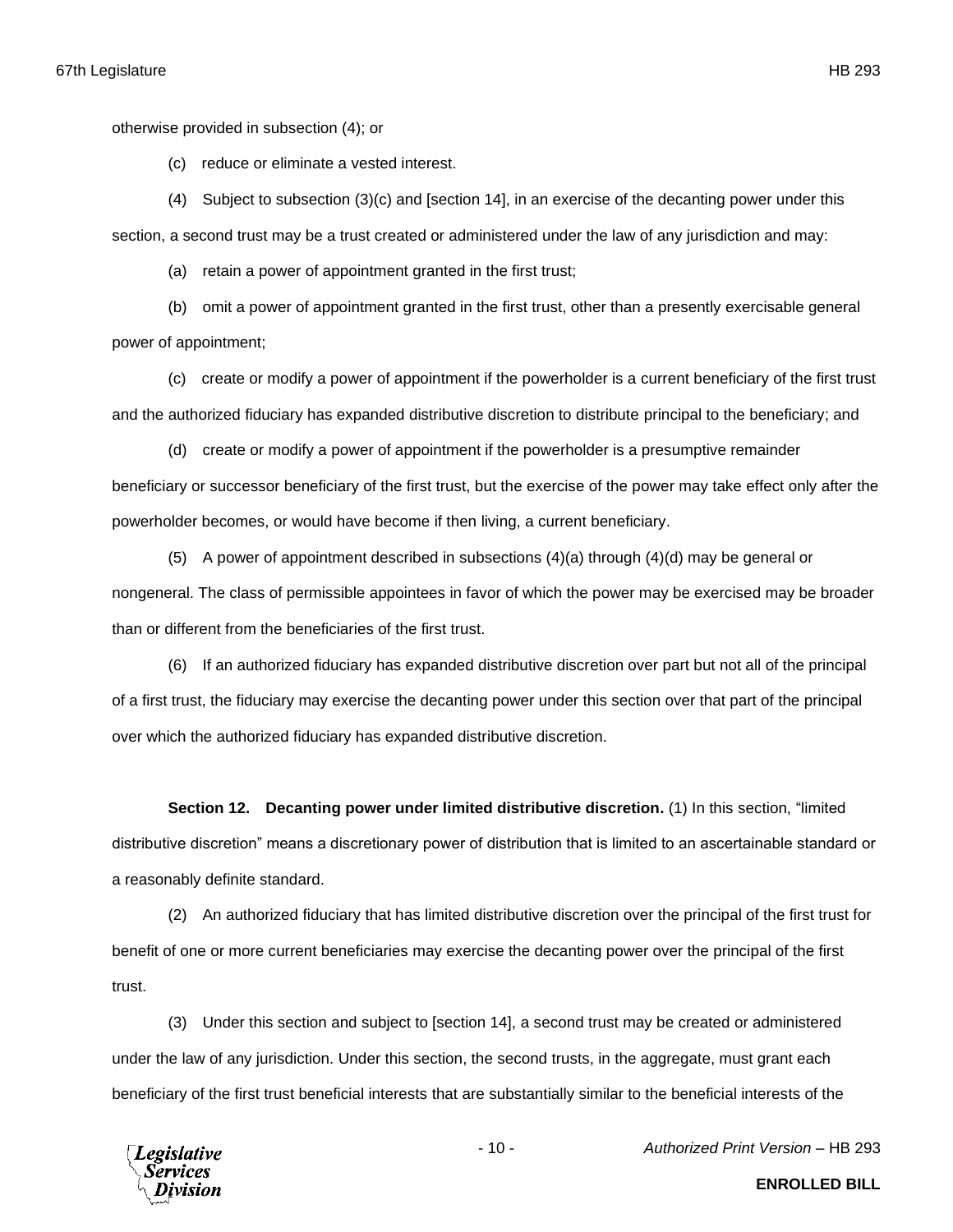otherwise provided in subsection (4); or

(c) reduce or eliminate a vested interest.

(4) Subject to subsection (3)(c) and [section 14], in an exercise of the decanting power under this section, a second trust may be a trust created or administered under the law of any jurisdiction and may:

(a) retain a power of appointment granted in the first trust;

(b) omit a power of appointment granted in the first trust, other than a presently exercisable general power of appointment;

(c) create or modify a power of appointment if the powerholder is a current beneficiary of the first trust and the authorized fiduciary has expanded distributive discretion to distribute principal to the beneficiary; and

(d) create or modify a power of appointment if the powerholder is a presumptive remainder beneficiary or successor beneficiary of the first trust, but the exercise of the power may take effect only after the powerholder becomes, or would have become if then living, a current beneficiary.

(5) A power of appointment described in subsections (4)(a) through (4)(d) may be general or nongeneral. The class of permissible appointees in favor of which the power may be exercised may be broader than or different from the beneficiaries of the first trust.

(6) If an authorized fiduciary has expanded distributive discretion over part but not all of the principal of a first trust, the fiduciary may exercise the decanting power under this section over that part of the principal over which the authorized fiduciary has expanded distributive discretion.

**Section 12. Decanting power under limited distributive discretion.** (1) In this section, "limited distributive discretion" means a discretionary power of distribution that is limited to an ascertainable standard or a reasonably definite standard.

(2) An authorized fiduciary that has limited distributive discretion over the principal of the first trust for benefit of one or more current beneficiaries may exercise the decanting power over the principal of the first trust.

(3) Under this section and subject to [section 14], a second trust may be created or administered under the law of any jurisdiction. Under this section, the second trusts, in the aggregate, must grant each beneficiary of the first trust beneficial interests that are substantially similar to the beneficial interests of the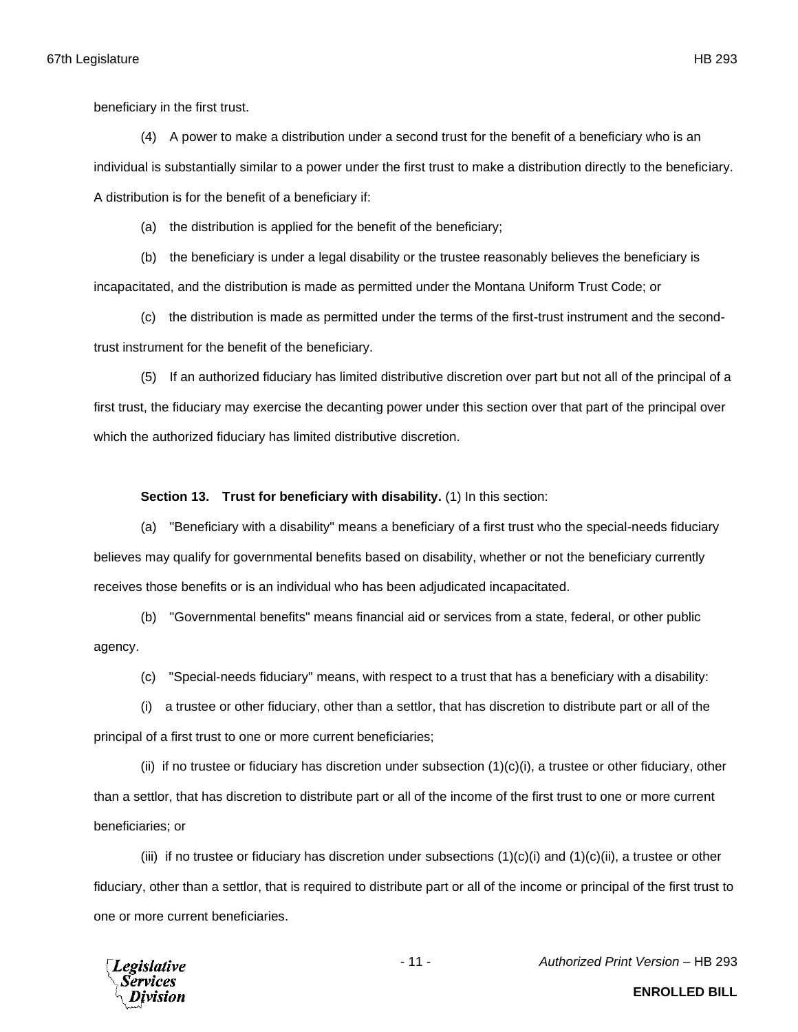beneficiary in the first trust.

(4) A power to make a distribution under a second trust for the benefit of a beneficiary who is an individual is substantially similar to a power under the first trust to make a distribution directly to the beneficiary. A distribution is for the benefit of a beneficiary if:

(a) the distribution is applied for the benefit of the beneficiary;

(b) the beneficiary is under a legal disability or the trustee reasonably believes the beneficiary is incapacitated, and the distribution is made as permitted under the Montana Uniform Trust Code; or

(c) the distribution is made as permitted under the terms of the first-trust instrument and the second-trust instrument for the benefit of the beneficiary.

(5) If an authorized fiduciary has limited distributive discretion over part but not all of the principal of a first trust, the fiduciary may exercise the decanting power under this section over that part of the principal over which the authorized fiduciary has limited distributive discretion.

**Section 13. Trust for beneficiary with disability.** (1) In this section:

(a) "Beneficiary with a disability" means a beneficiary of a first trust who the special-needs fiduciary believes may qualify for governmental benefits based on disability, whether or not the beneficiary currently receives those benefits or is an individual who has been adjudicated incapacitated.

(b) "Governmental benefits" means financial aid or services from a state, federal, or other public agency.

(c) "Special-needs fiduciary" means, with respect to a trust that has a beneficiary with a disability:

(i) a trustee or other fiduciary, other than a settlor, that has discretion to distribute part or all of the principal of a first trust to one or more current beneficiaries;

(ii) if no trustee or fiduciary has discretion under subsection (1)(c)(i), a trustee or other fiduciary, other than a settlor, that has discretion to distribute part or all of the income of the first trust to one or more current beneficiaries; or

(iii) if no trustee or fiduciary has discretion under subsections (1)(c)(i) and (1)(c)(ii), a trustee or other fiduciary, other than a settlor, that is required to distribute part or all of the income or principal of the first trust to one or more current beneficiaries.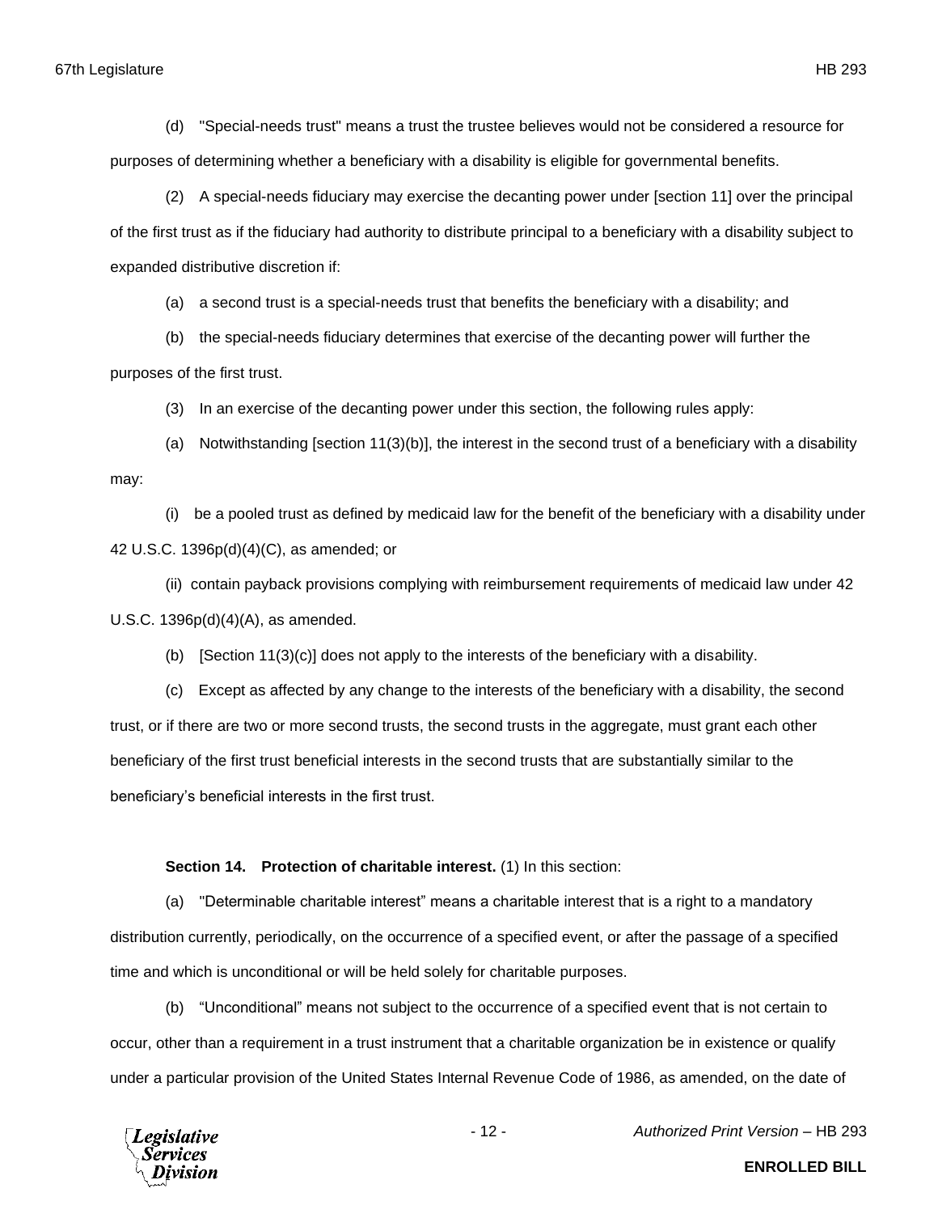(d) "Special-needs trust" means a trust the trustee believes would not be considered a resource for purposes of determining whether a beneficiary with a disability is eligible for governmental benefits.

(2) A special-needs fiduciary may exercise the decanting power under [section 11] over the principal of the first trust as if the fiduciary had authority to distribute principal to a beneficiary with a disability subject to expanded distributive discretion if:

(a) a second trust is a special-needs trust that benefits the beneficiary with a disability; and

(b) the special-needs fiduciary determines that exercise of the decanting power will further the purposes of the first trust.

(3) In an exercise of the decanting power under this section, the following rules apply:

(a) Notwithstanding [section 11(3)(b)], the interest in the second trust of a beneficiary with a disability may:

(i) be a pooled trust as defined by medicaid law for the benefit of the beneficiary with a disability under 42 U.S.C. 1396p(d)(4)(C), as amended; or

(ii) contain payback provisions complying with reimbursement requirements of medicaid law under 42 U.S.C. 1396p(d)(4)(A), as amended.

(b) [Section 11(3)(c)] does not apply to the interests of the beneficiary with a disability.

(c) Except as affected by any change to the interests of the beneficiary with a disability, the second trust, or if there are two or more second trusts, the second trusts in the aggregate, must grant each other beneficiary of the first trust beneficial interests in the second trusts that are substantially similar to the beneficiary's beneficial interests in the first trust.

**Section 14. Protection of charitable interest.** (1) In this section:

(a) "Determinable charitable interest" means a charitable interest that is a right to a mandatory distribution currently, periodically, on the occurrence of a specified event, or after the passage of a specified time and which is unconditional or will be held solely for charitable purposes.

(b) "Unconditional" means not subject to the occurrence of a specified event that is not certain to occur, other than a requirement in a trust instrument that a charitable organization be in existence or qualify under a particular provision of the United States Internal Revenue Code of 1986, as amended, on the date of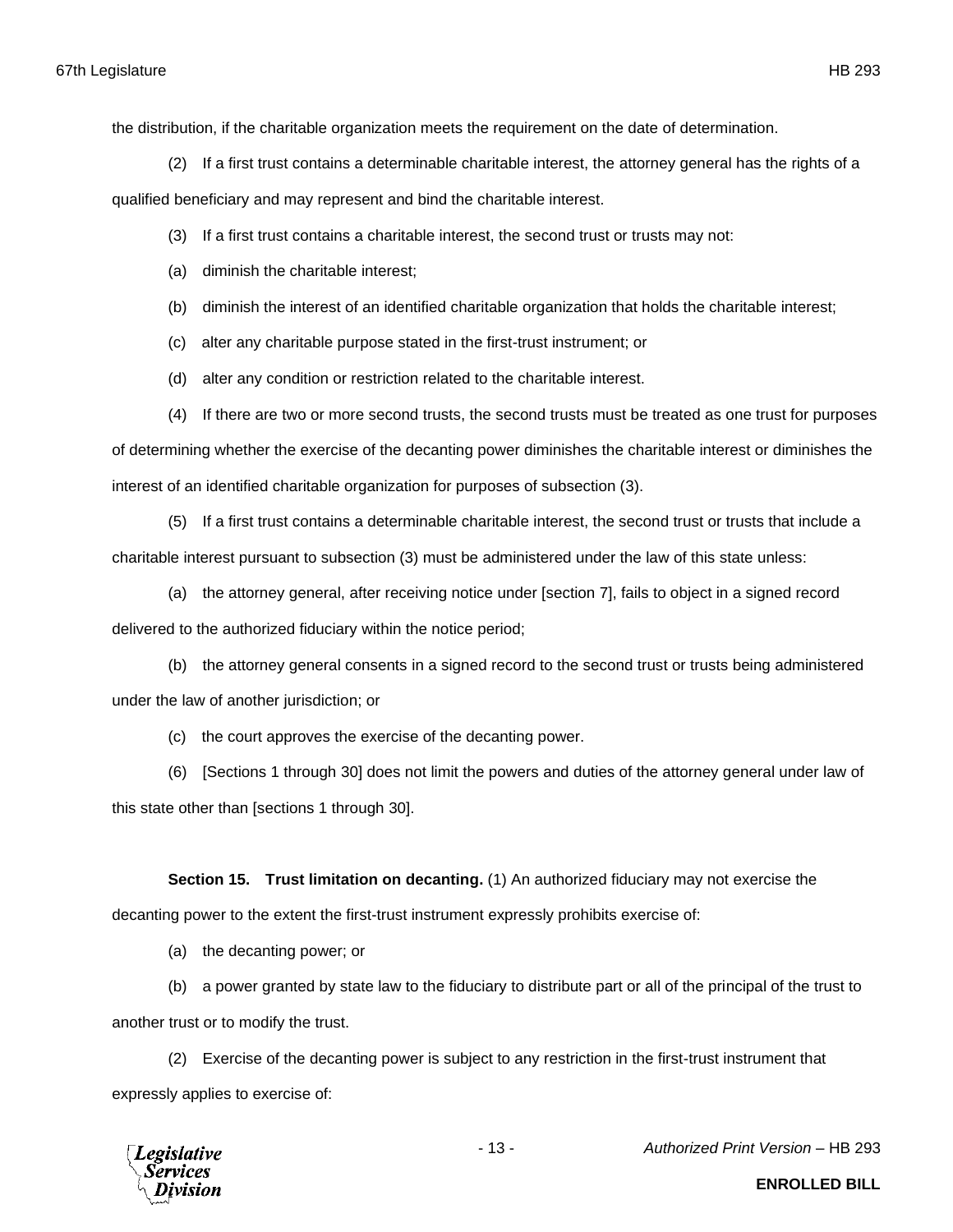the distribution, if the charitable organization meets the requirement on the date of determination.

(2) If a first trust contains a determinable charitable interest, the attorney general has the rights of a qualified beneficiary and may represent and bind the charitable interest.

(3) If a first trust contains a charitable interest, the second trust or trusts may not:

(a) diminish the charitable interest;

(b) diminish the interest of an identified charitable organization that holds the charitable interest;

(c) alter any charitable purpose stated in the first-trust instrument; or

(d) alter any condition or restriction related to the charitable interest.

(4) If there are two or more second trusts, the second trusts must be treated as one trust for purposes of determining whether the exercise of the decanting power diminishes the charitable interest or diminishes the interest of an identified charitable organization for purposes of subsection (3).

(5) If a first trust contains a determinable charitable interest, the second trust or trusts that include a charitable interest pursuant to subsection (3) must be administered under the law of this state unless:

(a) the attorney general, after receiving notice under [section 7], fails to object in a signed record delivered to the authorized fiduciary within the notice period;

(b) the attorney general consents in a signed record to the second trust or trusts being administered under the law of another jurisdiction; or

(c) the court approves the exercise of the decanting power.

(6) [Sections 1 through 30] does not limit the powers and duties of the attorney general under law of this state other than [sections 1 through 30].

**Section 15. Trust limitation on decanting.** (1) An authorized fiduciary may not exercise the decanting power to the extent the first-trust instrument expressly prohibits exercise of:

(a) the decanting power; or

(b) a power granted by state law to the fiduciary to distribute part or all of the principal of the trust to another trust or to modify the trust.

(2) Exercise of the decanting power is subject to any restriction in the first-trust instrument that expressly applies to exercise of: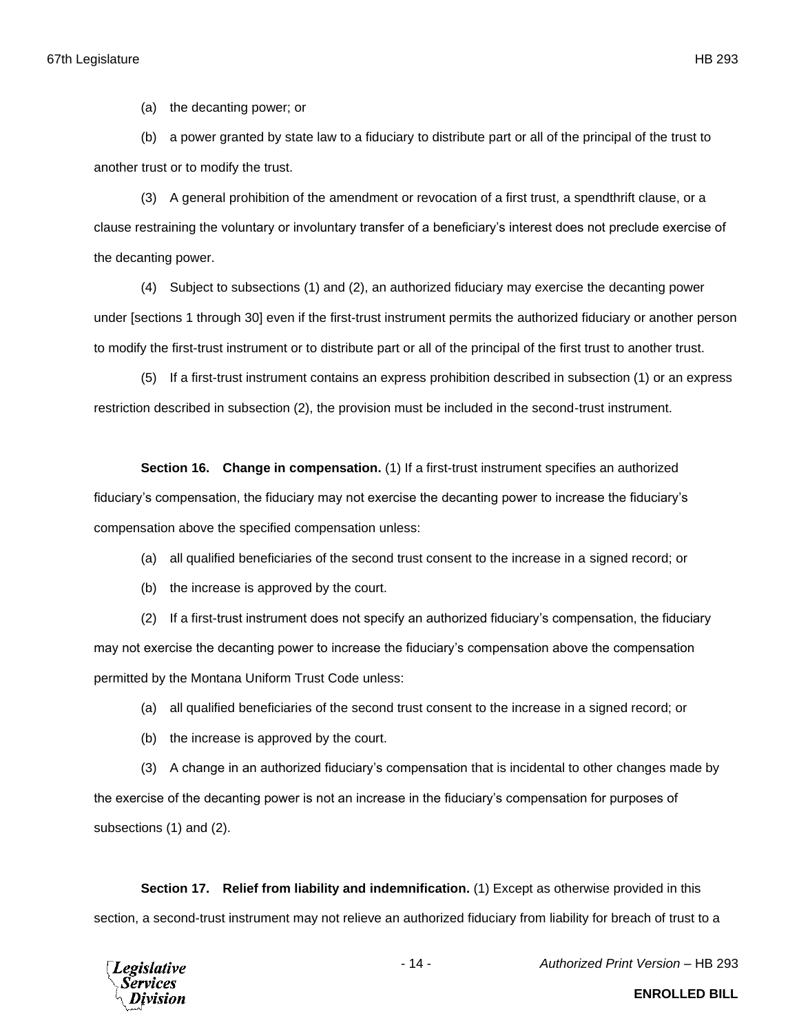(a) the decanting power; or

(b) a power granted by state law to a fiduciary to distribute part or all of the principal of the trust to another trust or to modify the trust.

(3) A general prohibition of the amendment or revocation of a first trust, a spendthrift clause, or a clause restraining the voluntary or involuntary transfer of a beneficiary's interest does not preclude exercise of the decanting power.

(4) Subject to subsections (1) and (2), an authorized fiduciary may exercise the decanting power under [sections 1 through 30] even if the first-trust instrument permits the authorized fiduciary or another person to modify the first-trust instrument or to distribute part or all of the principal of the first trust to another trust.

(5) If a first-trust instrument contains an express prohibition described in subsection (1) or an express restriction described in subsection (2), the provision must be included in the second-trust instrument.

**Section 16. Change in compensation.** (1) If a first-trust instrument specifies an authorized fiduciary's compensation, the fiduciary may not exercise the decanting power to increase the fiduciary's compensation above the specified compensation unless:

(a) all qualified beneficiaries of the second trust consent to the increase in a signed record; or

(b) the increase is approved by the court.

(2) If a first-trust instrument does not specify an authorized fiduciary's compensation, the fiduciary may not exercise the decanting power to increase the fiduciary's compensation above the compensation permitted by the Montana Uniform Trust Code unless:

(a) all qualified beneficiaries of the second trust consent to the increase in a signed record; or

(b) the increase is approved by the court.

(3) A change in an authorized fiduciary's compensation that is incidental to other changes made by the exercise of the decanting power is not an increase in the fiduciary's compensation for purposes of subsections (1) and (2).

**Section 17. Relief from liability and indemnification.** (1) Except as otherwise provided in this section, a second-trust instrument may not relieve an authorized fiduciary from liability for breach of trust to a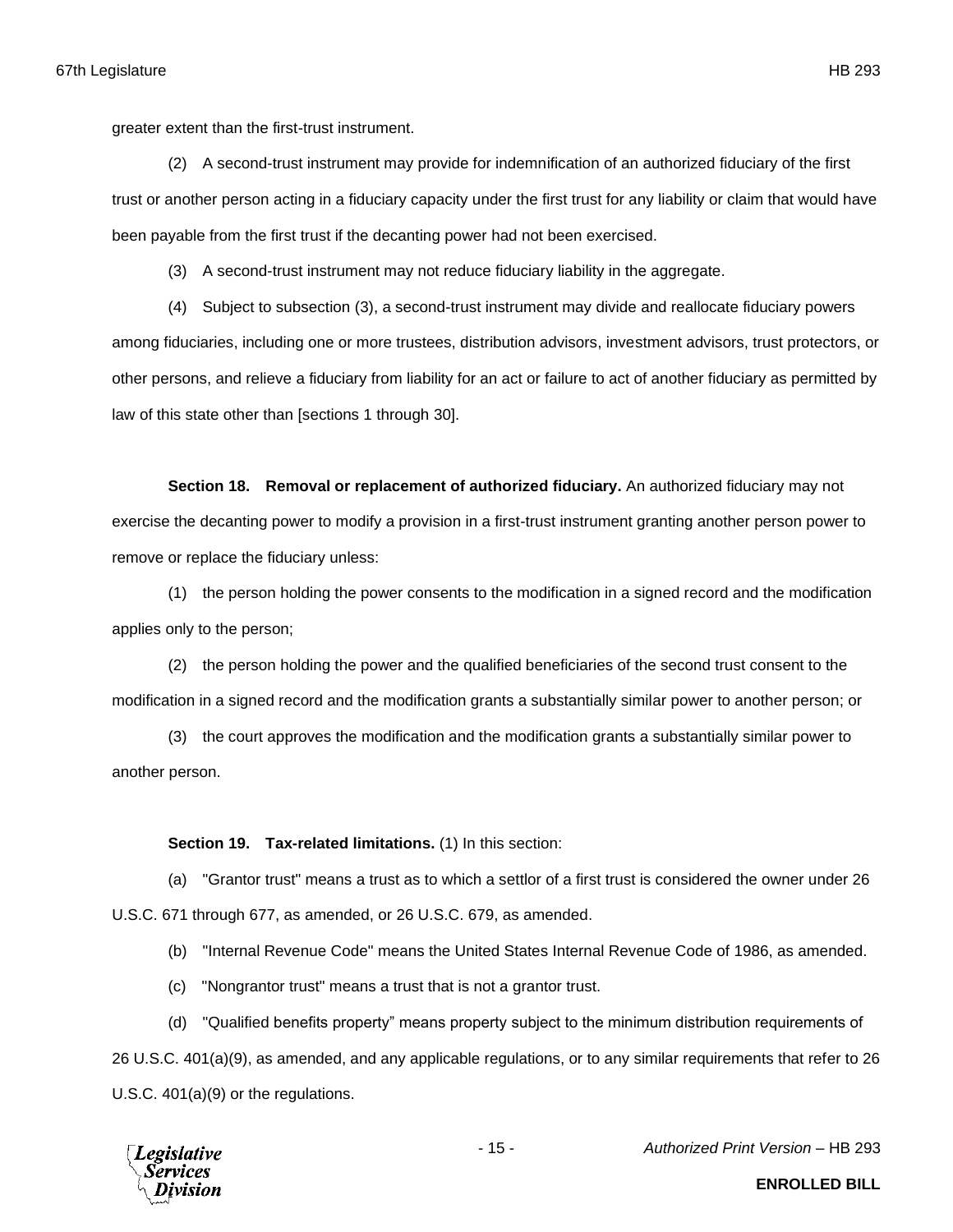greater extent than the first-trust instrument.

(2) A second-trust instrument may provide for indemnification of an authorized fiduciary of the first trust or another person acting in a fiduciary capacity under the first trust for any liability or claim that would have been payable from the first trust if the decanting power had not been exercised.

(3) A second-trust instrument may not reduce fiduciary liability in the aggregate.

(4) Subject to subsection (3), a second-trust instrument may divide and reallocate fiduciary powers among fiduciaries, including one or more trustees, distribution advisors, investment advisors, trust protectors, or other persons, and relieve a fiduciary from liability for an act or failure to act of another fiduciary as permitted by law of this state other than [sections 1 through 30].

**Section 18. Removal or replacement of authorized fiduciary.** An authorized fiduciary may not exercise the decanting power to modify a provision in a first-trust instrument granting another person power to remove or replace the fiduciary unless:

(1) the person holding the power consents to the modification in a signed record and the modification applies only to the person;

(2) the person holding the power and the qualified beneficiaries of the second trust consent to the modification in a signed record and the modification grants a substantially similar power to another person; or

(3) the court approves the modification and the modification grants a substantially similar power to another person.

**Section 19. Tax-related limitations.** (1) In this section:

(a) "Grantor trust" means a trust as to which a settlor of a first trust is considered the owner under 26 U.S.C. 671 through 677, as amended, or 26 U.S.C. 679, as amended.

(b) "Internal Revenue Code" means the United States Internal Revenue Code of 1986, as amended.

(c) "Nongrantor trust" means a trust that is not a grantor trust.

(d) "Qualified benefits property" means property subject to the minimum distribution requirements of 26 U.S.C. 401(a)(9), as amended, and any applicable regulations, or to any similar requirements that refer to 26 U.S.C. 401(a)(9) or the regulations.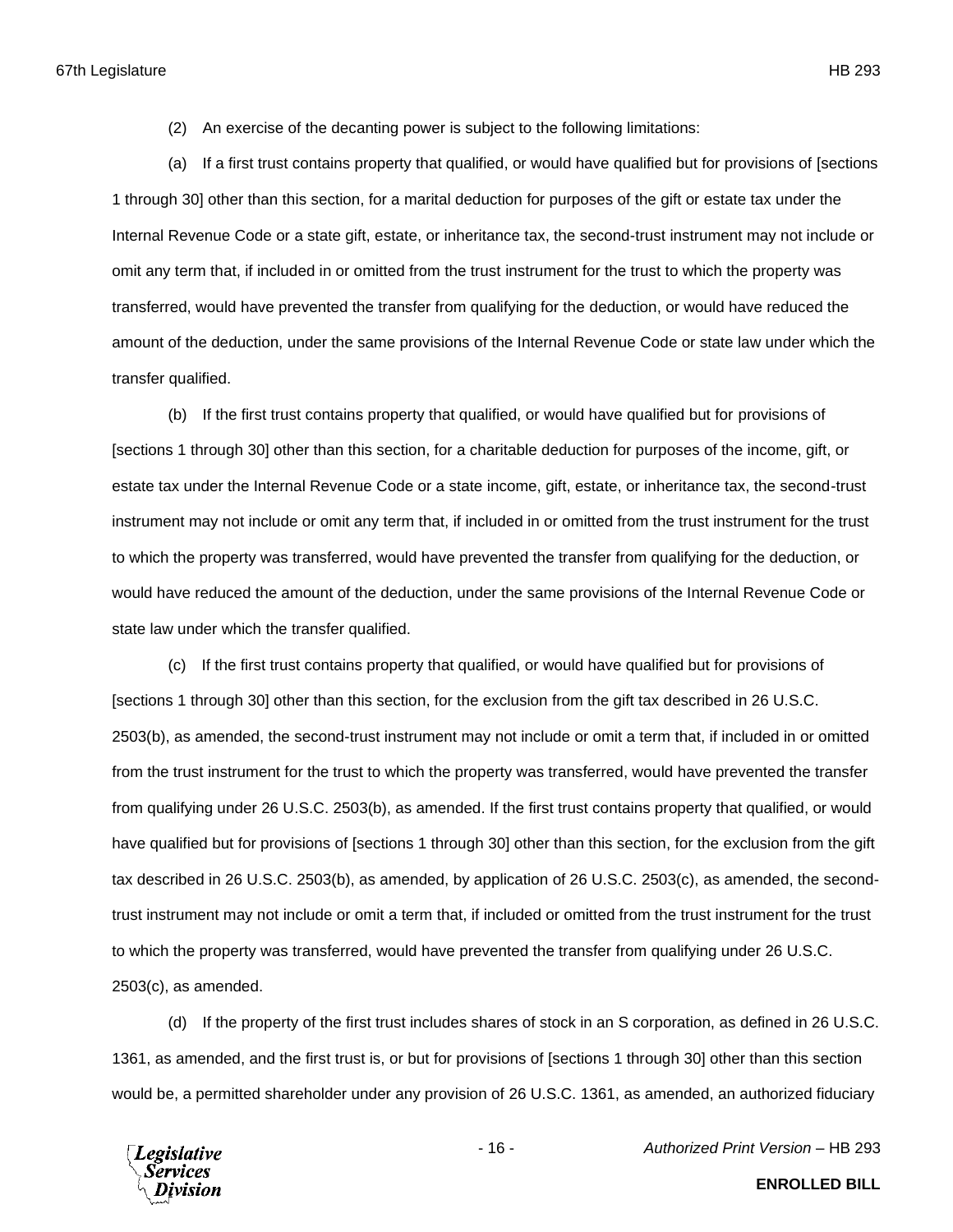(2) An exercise of the decanting power is subject to the following limitations:

(a) If a first trust contains property that qualified, or would have qualified but for provisions of [sections 1 through 30] other than this section, for a marital deduction for purposes of the gift or estate tax under the Internal Revenue Code or a state gift, estate, or inheritance tax, the second-trust instrument may not include or omit any term that, if included in or omitted from the trust instrument for the trust to which the property was transferred, would have prevented the transfer from qualifying for the deduction, or would have reduced the amount of the deduction, under the same provisions of the Internal Revenue Code or state law under which the transfer qualified.

(b) If the first trust contains property that qualified, or would have qualified but for provisions of [sections 1 through 30] other than this section, for a charitable deduction for purposes of the income, gift, or estate tax under the Internal Revenue Code or a state income, gift, estate, or inheritance tax, the second-trust instrument may not include or omit any term that, if included in or omitted from the trust instrument for the trust to which the property was transferred, would have prevented the transfer from qualifying for the deduction, or would have reduced the amount of the deduction, under the same provisions of the Internal Revenue Code or state law under which the transfer qualified.

(c) If the first trust contains property that qualified, or would have qualified but for provisions of [sections 1 through 30] other than this section, for the exclusion from the gift tax described in 26 U.S.C. 2503(b), as amended, the second-trust instrument may not include or omit a term that, if included in or omitted from the trust instrument for the trust to which the property was transferred, would have prevented the transfer from qualifying under 26 U.S.C. 2503(b), as amended. If the first trust contains property that qualified, or would have qualified but for provisions of [sections 1 through 30] other than this section, for the exclusion from the gift tax described in 26 U.S.C. 2503(b), as amended, by application of 26 U.S.C. 2503(c), as amended, the second-trust instrument may not include or omit a term that, if included or omitted from the trust instrument for the trust to which the property was transferred, would have prevented the transfer from qualifying under 26 U.S.C. 2503(c), as amended.

(d) If the property of the first trust includes shares of stock in an S corporation, as defined in 26 U.S.C. 1361, as amended, and the first trust is, or but for provisions of [sections 1 through 30] other than this section would be, a permitted shareholder under any provision of 26 U.S.C. 1361, as amended, an authorized fiduciary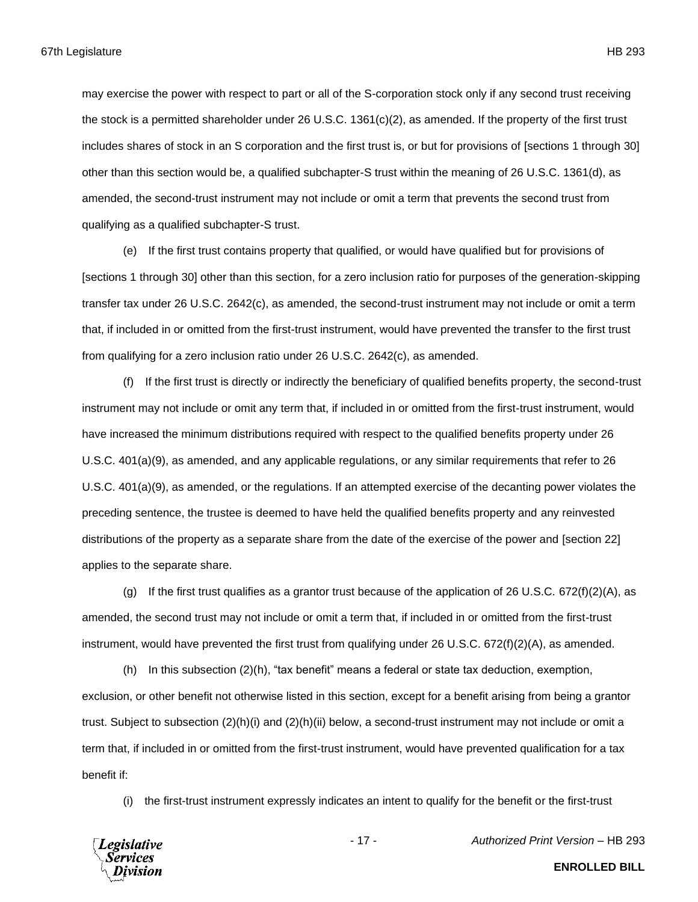may exercise the power with respect to part or all of the S-corporation stock only if any second trust receiving the stock is a permitted shareholder under 26 U.S.C. 1361(c)(2), as amended. If the property of the first trust includes shares of stock in an S corporation and the first trust is, or but for provisions of [sections 1 through 30] other than this section would be, a qualified subchapter-S trust within the meaning of 26 U.S.C. 1361(d), as amended, the second-trust instrument may not include or omit a term that prevents the second trust from qualifying as a qualified subchapter-S trust.

(e) If the first trust contains property that qualified, or would have qualified but for provisions of [sections 1 through 30] other than this section, for a zero inclusion ratio for purposes of the generation-skipping transfer tax under 26 U.S.C. 2642(c), as amended, the second-trust instrument may not include or omit a term that, if included in or omitted from the first-trust instrument, would have prevented the transfer to the first trust from qualifying for a zero inclusion ratio under 26 U.S.C. 2642(c), as amended.

(f) If the first trust is directly or indirectly the beneficiary of qualified benefits property, the second-trust instrument may not include or omit any term that, if included in or omitted from the first-trust instrument, would have increased the minimum distributions required with respect to the qualified benefits property under 26 U.S.C. 401(a)(9), as amended, and any applicable regulations, or any similar requirements that refer to 26 U.S.C. 401(a)(9), as amended, or the regulations. If an attempted exercise of the decanting power violates the preceding sentence, the trustee is deemed to have held the qualified benefits property and any reinvested distributions of the property as a separate share from the date of the exercise of the power and [section 22] applies to the separate share.

(g) If the first trust qualifies as a grantor trust because of the application of 26 U.S.C. 672(f)(2)(A), as amended, the second trust may not include or omit a term that, if included in or omitted from the first-trust instrument, would have prevented the first trust from qualifying under 26 U.S.C. 672(f)(2)(A), as amended.

(h) In this subsection (2)(h), "tax benefit" means a federal or state tax deduction, exemption, exclusion, or other benefit not otherwise listed in this section, except for a benefit arising from being a grantor trust. Subject to subsection (2)(h)(i) and (2)(h)(ii) below, a second-trust instrument may not include or omit a term that, if included in or omitted from the first-trust instrument, would have prevented qualification for a tax benefit if:

(i) the first-trust instrument expressly indicates an intent to qualify for the benefit or the first-trust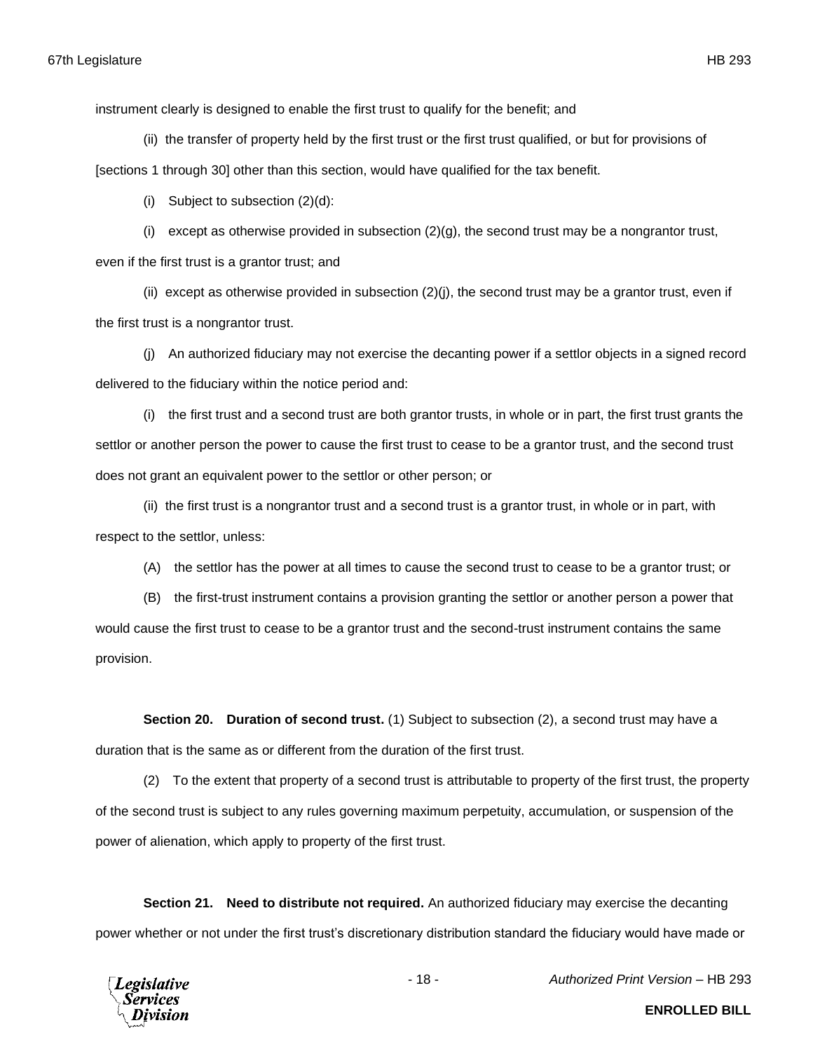instrument clearly is designed to enable the first trust to qualify for the benefit; and

(ii) the transfer of property held by the first trust or the first trust qualified, or but for provisions of [sections 1 through 30] other than this section, would have qualified for the tax benefit.

(i) Subject to subsection (2)(d):

(i) except as otherwise provided in subsection (2)(g), the second trust may be a nongrantor trust, even if the first trust is a grantor trust; and

(ii) except as otherwise provided in subsection (2)(j), the second trust may be a grantor trust, even if the first trust is a nongrantor trust.

(j) An authorized fiduciary may not exercise the decanting power if a settlor objects in a signed record delivered to the fiduciary within the notice period and:

(i) the first trust and a second trust are both grantor trusts, in whole or in part, the first trust grants the settlor or another person the power to cause the first trust to cease to be a grantor trust, and the second trust does not grant an equivalent power to the settlor or other person; or

(ii) the first trust is a nongrantor trust and a second trust is a grantor trust, in whole or in part, with respect to the settlor, unless:

(A) the settlor has the power at all times to cause the second trust to cease to be a grantor trust; or

(B) the first-trust instrument contains a provision granting the settlor or another person a power that would cause the first trust to cease to be a grantor trust and the second-trust instrument contains the same provision.

**Section 20. Duration of second trust.** (1) Subject to subsection (2), a second trust may have a duration that is the same as or different from the duration of the first trust.

(2) To the extent that property of a second trust is attributable to property of the first trust, the property of the second trust is subject to any rules governing maximum perpetuity, accumulation, or suspension of the power of alienation, which apply to property of the first trust.

**Section 21. Need to distribute not required.** An authorized fiduciary may exercise the decanting power whether or not under the first trust's discretionary distribution standard the fiduciary would have made or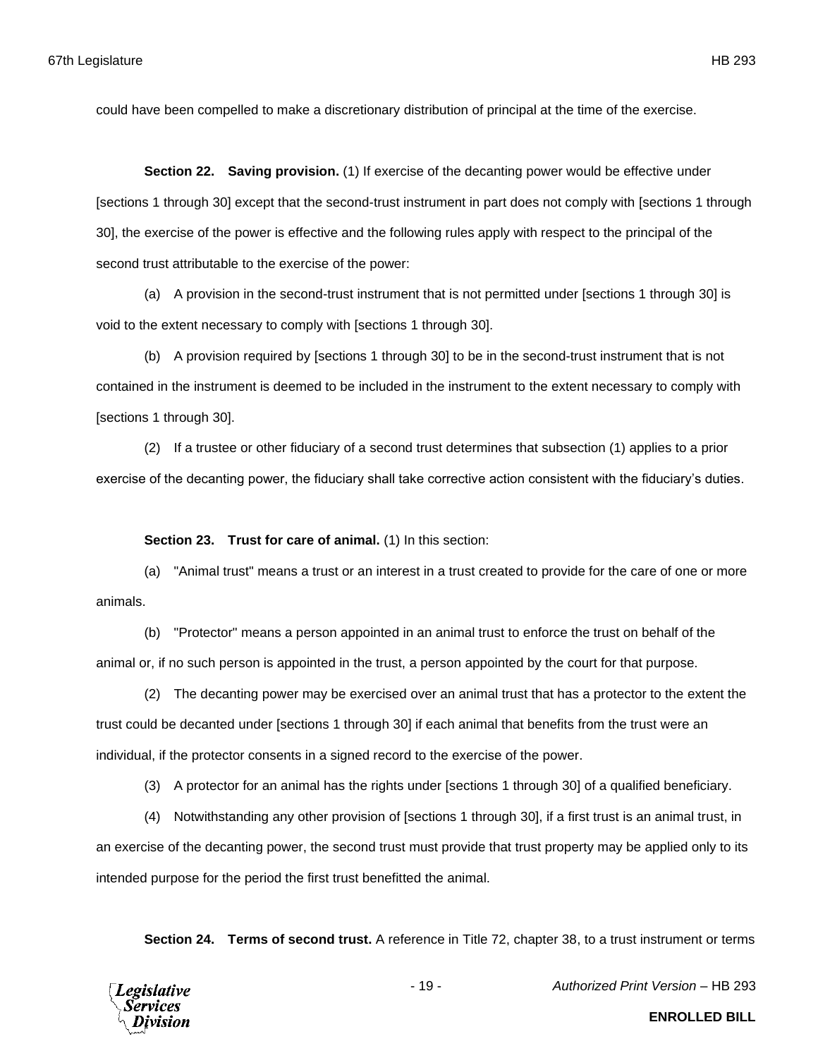could have been compelled to make a discretionary distribution of principal at the time of the exercise.

**Section 22. Saving provision.** (1) If exercise of the decanting power would be effective under [sections 1 through 30] except that the second-trust instrument in part does not comply with [sections 1 through 30], the exercise of the power is effective and the following rules apply with respect to the principal of the second trust attributable to the exercise of the power:

(a) A provision in the second-trust instrument that is not permitted under [sections 1 through 30] is void to the extent necessary to comply with [sections 1 through 30].

(b) A provision required by [sections 1 through 30] to be in the second-trust instrument that is not contained in the instrument is deemed to be included in the instrument to the extent necessary to comply with [sections 1 through 30].

(2) If a trustee or other fiduciary of a second trust determines that subsection (1) applies to a prior exercise of the decanting power, the fiduciary shall take corrective action consistent with the fiduciary's duties.

**Section 23. Trust for care of animal.** (1) In this section:

(a) "Animal trust" means a trust or an interest in a trust created to provide for the care of one or more animals.

(b) "Protector" means a person appointed in an animal trust to enforce the trust on behalf of the animal or, if no such person is appointed in the trust, a person appointed by the court for that purpose.

(2) The decanting power may be exercised over an animal trust that has a protector to the extent the trust could be decanted under [sections 1 through 30] if each animal that benefits from the trust were an individual, if the protector consents in a signed record to the exercise of the power.

(3) A protector for an animal has the rights under [sections 1 through 30] of a qualified beneficiary.

(4) Notwithstanding any other provision of [sections 1 through 30], if a first trust is an animal trust, in an exercise of the decanting power, the second trust must provide that trust property may be applied only to its intended purpose for the period the first trust benefitted the animal.

**Section 24. Terms of second trust.** A reference in Title 72, chapter 38, to a trust instrument or terms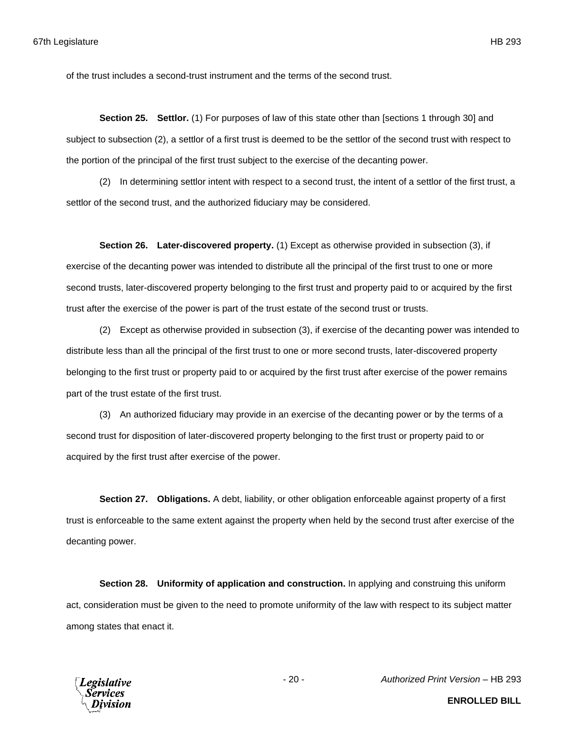of the trust includes a second-trust instrument and the terms of the second trust.

**Section 25. Settlor.** (1) For purposes of law of this state other than [sections 1 through 30] and subject to subsection (2), a settlor of a first trust is deemed to be the settlor of the second trust with respect to the portion of the principal of the first trust subject to the exercise of the decanting power.

(2) In determining settlor intent with respect to a second trust, the intent of a settlor of the first trust, a settlor of the second trust, and the authorized fiduciary may be considered.

**Section 26. Later-discovered property.** (1) Except as otherwise provided in subsection (3), if exercise of the decanting power was intended to distribute all the principal of the first trust to one or more second trusts, later-discovered property belonging to the first trust and property paid to or acquired by the first trust after the exercise of the power is part of the trust estate of the second trust or trusts.

(2) Except as otherwise provided in subsection (3), if exercise of the decanting power was intended to distribute less than all the principal of the first trust to one or more second trusts, later-discovered property belonging to the first trust or property paid to or acquired by the first trust after exercise of the power remains part of the trust estate of the first trust.

(3) An authorized fiduciary may provide in an exercise of the decanting power or by the terms of a second trust for disposition of later-discovered property belonging to the first trust or property paid to or acquired by the first trust after exercise of the power.

**Section 27. Obligations.** A debt, liability, or other obligation enforceable against property of a first trust is enforceable to the same extent against the property when held by the second trust after exercise of the decanting power.

**Section 28. Uniformity of application and construction.** In applying and construing this uniform act, consideration must be given to the need to promote uniformity of the law with respect to its subject matter among states that enact it.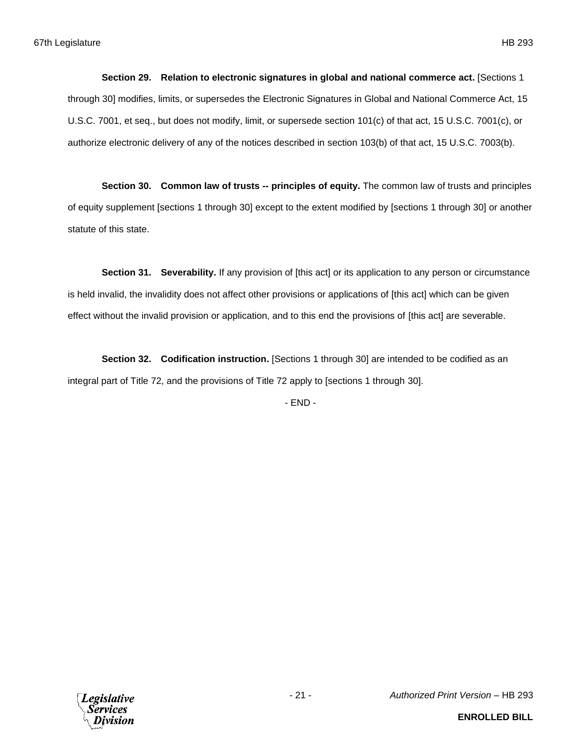**Section 29. Relation to electronic signatures in global and national commerce act.** [Sections 1 through 30] modifies, limits, or supersedes the Electronic Signatures in Global and National Commerce Act, 15 U.S.C. 7001, et seq., but does not modify, limit, or supersede section 101(c) of that act, 15 U.S.C. 7001(c), or authorize electronic delivery of any of the notices described in section 103(b) of that act, 15 U.S.C. 7003(b).

**Section 30. Common law of trusts -- principles of equity.** The common law of trusts and principles of equity supplement [sections 1 through 30] except to the extent modified by [sections 1 through 30] or another statute of this state.

**Section 31. Severability.** If any provision of [this act] or its application to any person or circumstance is held invalid, the invalidity does not affect other provisions or applications of [this act] which can be given effect without the invalid provision or application, and to this end the provisions of [this act] are severable.

**Section 32. Codification instruction.** [Sections 1 through 30] are intended to be codified as an integral part of Title 72, and the provisions of Title 72 apply to [sections 1 through 30].

- END -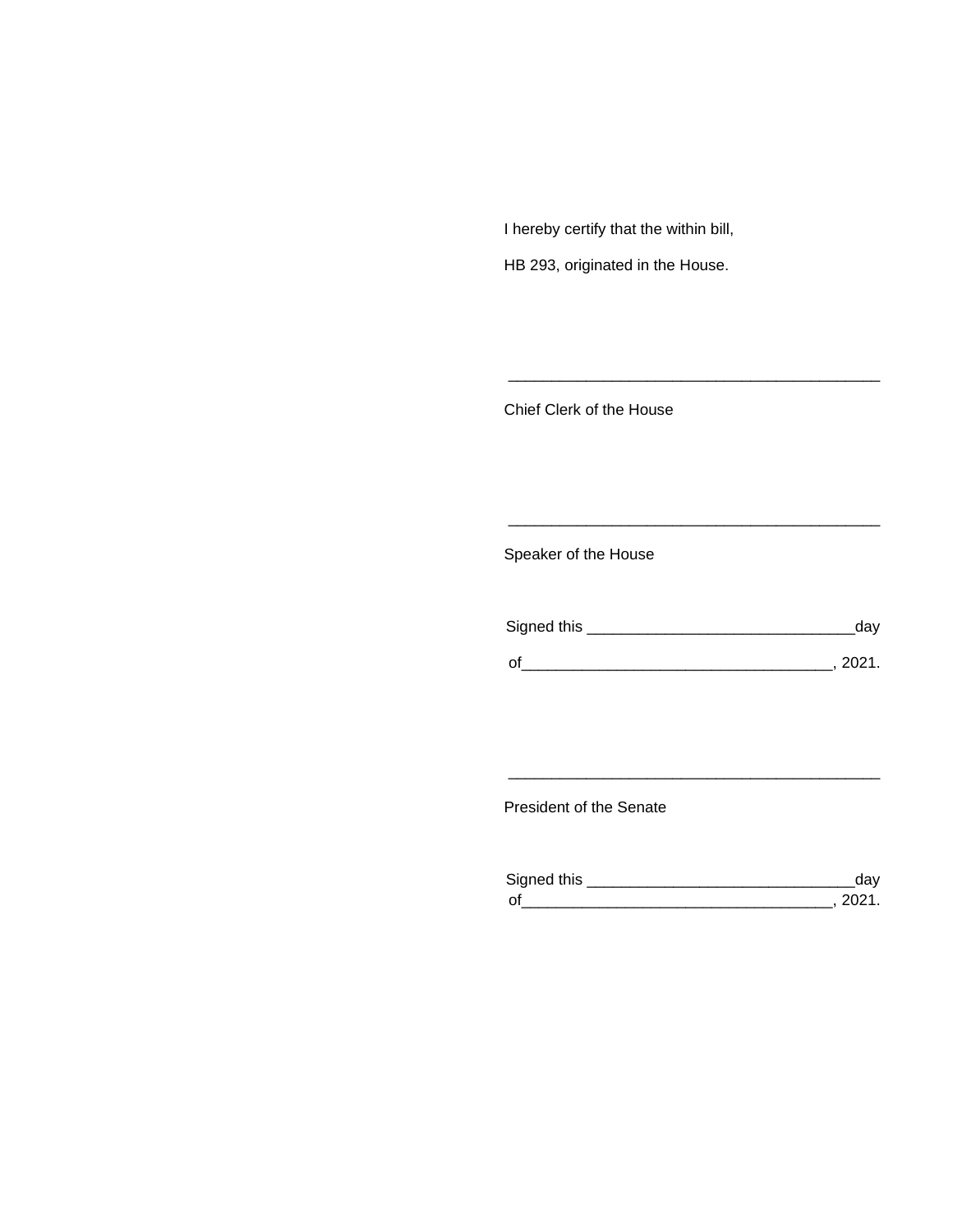I hereby certify that the within bill,

HB 293, originated in the House.

\_\_\_\_\_\_\_\_\_\_\_\_\_\_\_\_\_\_\_\_\_\_\_\_\_\_\_\_\_\_\_\_\_\_\_\_\_\_\_\_\_\_\_\_

Chief Clerk of the House

\_\_\_\_\_\_\_\_\_\_\_\_\_\_\_\_\_\_\_\_\_\_\_\_\_\_\_\_\_\_\_\_\_\_\_\_\_\_\_\_\_\_\_\_

Speaker of the House

Signed this \_\_\_\_\_\_\_\_\_\_\_\_\_\_\_\_\_\_\_\_\_\_\_\_\_\_\_\_\_\_\_day

of\_\_\_\_\_\_\_\_\_\_\_\_\_\_\_\_\_\_\_\_\_\_\_\_\_\_\_\_\_\_\_\_\_\_\_, 2021.

\_\_\_\_\_\_\_\_\_\_\_\_\_\_\_\_\_\_\_\_\_\_\_\_\_\_\_\_\_\_\_\_\_\_\_\_\_\_\_\_\_\_\_\_

President of the Senate

Signed this \_\_\_\_\_\_\_\_\_\_\_\_\_\_\_\_\_\_\_\_\_\_\_\_\_\_\_\_\_\_\_day

of\_\_\_\_\_\_\_\_\_\_\_\_\_\_\_\_\_\_\_\_\_\_\_\_\_\_\_\_\_\_\_\_\_\_\_, 2021.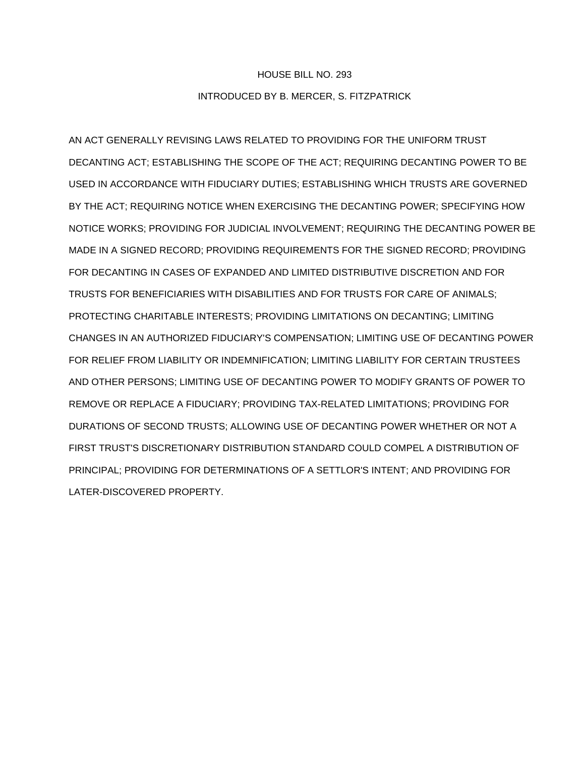HOUSE BILL NO. 293

INTRODUCED BY B. MERCER, S. FITZPATRICK

AN ACT GENERALLY REVISING LAWS RELATED TO PROVIDING FOR THE UNIFORM TRUST DECANTING ACT; ESTABLISHING THE SCOPE OF THE ACT; REQUIRING DECANTING POWER TO BE USED IN ACCORDANCE WITH FIDUCIARY DUTIES; ESTABLISHING WHICH TRUSTS ARE GOVERNED BY THE ACT; REQUIRING NOTICE WHEN EXERCISING THE DECANTING POWER; SPECIFYING HOW NOTICE WORKS; PROVIDING FOR JUDICIAL INVOLVEMENT; REQUIRING THE DECANTING POWER BE MADE IN A SIGNED RECORD; PROVIDING REQUIREMENTS FOR THE SIGNED RECORD; PROVIDING FOR DECANTING IN CASES OF EXPANDED AND LIMITED DISTRIBUTIVE DISCRETION AND FOR TRUSTS FOR BENEFICIARIES WITH DISABILITIES AND FOR TRUSTS FOR CARE OF ANIMALS; PROTECTING CHARITABLE INTERESTS; PROVIDING LIMITATIONS ON DECANTING; LIMITING CHANGES IN AN AUTHORIZED FIDUCIARY'S COMPENSATION; LIMITING USE OF DECANTING POWER FOR RELIEF FROM LIABILITY OR INDEMNIFICATION; LIMITING LIABILITY FOR CERTAIN TRUSTEES AND OTHER PERSONS; LIMITING USE OF DECANTING POWER TO MODIFY GRANTS OF POWER TO REMOVE OR REPLACE A FIDUCIARY; PROVIDING TAX-RELATED LIMITATIONS; PROVIDING FOR DURATIONS OF SECOND TRUSTS; ALLOWING USE OF DECANTING POWER WHETHER OR NOT A FIRST TRUST'S DISCRETIONARY DISTRIBUTION STANDARD COULD COMPEL A DISTRIBUTION OF PRINCIPAL; PROVIDING FOR DETERMINATIONS OF A SETTLOR'S INTENT; AND PROVIDING FOR LATER-DISCOVERED PROPERTY.